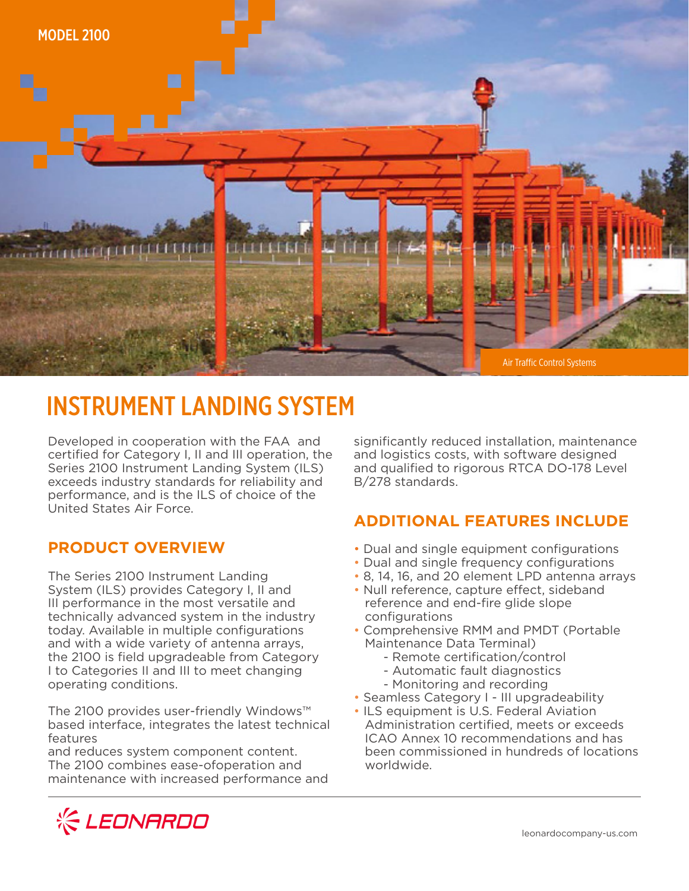MODEL 2100

Air Traffic Control Systems

# INSTRUMENT LANDING SYSTEM

Developed in cooperation with the FAA and certified for Category I, II and III operation, the Series 2100 Instrument Landing System (ILS) exceeds industry standards for reliability and performance, and is the ILS of choice of the United States Air Force.

## PRODUCT OVERVIEW

The Series 2100 Instrument Landing System (ILS) provides Category I, II and III performance in the most versatile and technically advanced system in the industry today. Available in multiple configurations and with a wide variety of antenna arrays, the 2100 is field upgradeable from Category I to Categories II and III to meet changing operating conditions.

The 2100 provides user-friendly Windows™ based interface, integrates the latest technical features
and reduces system component content. The 2100 combines ease-ofoperation and maintenance with increased performance and significantly reduced installation, maintenance and logistics costs, with software designed and qualified to rigorous RTCA DO-178 Level B/278 standards.

## ADDITIONAL FEATURES INCLUDE

- Dual and single equipment configurations
- Dual and single frequency configurations
- 8, 14, 16, and 20 element LPD antenna arrays
- Null reference, capture effect, sideband reference and end-fire glide slope configurations
- Comprehensive RMM and PMDT (Portable Maintenance Data Terminal)
  - Remote certification/control
  - Automatic fault diagnostics
  - Monitoring and recording
- Seamless Category I - III upgradeability
- ILS equipment is U.S. Federal Aviation Administration certified, meets or exceeds ICAO Annex 10 recommendations and has been commissioned in hundreds of locations worldwide.

LEONARDO

leonardocompany-us.com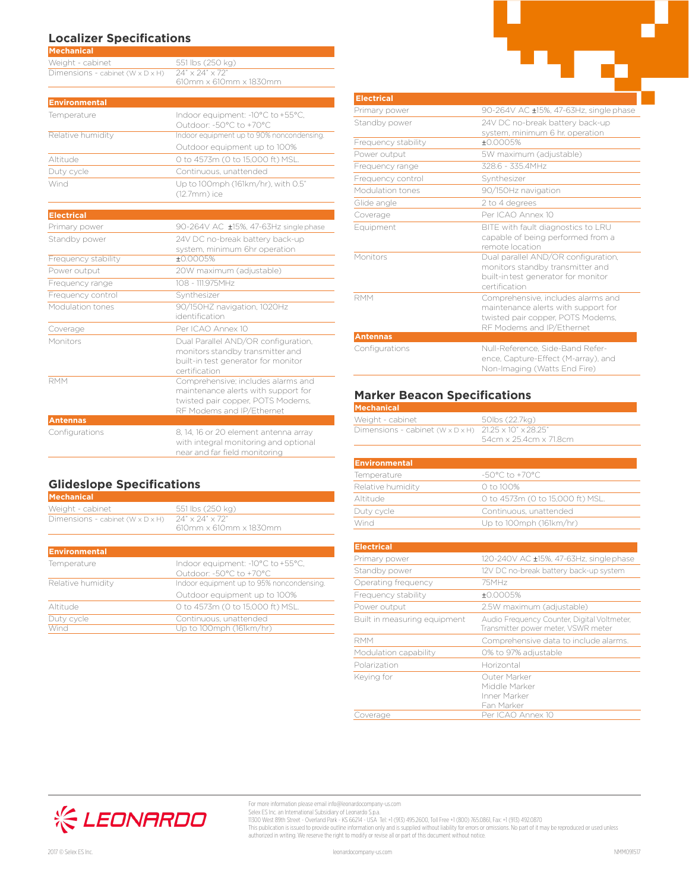## Localizer Specifications

| | |
|---|---|
| **Mechanical** | |
| Weight - cabinet | 551 lbs (250 kg) |
| Dimensions - cabinet (W x D x H) | 24" x 24" x 72"<br>610mm x 610mm x 1830mm |

| | |
|---|---|
| **Environmental** | |
| Temperature | Indoor equipment: -10°C to +55°C, Outdoor: -50°C to +70°C |
| Relative humidity | Indoor equipment up to 90% noncondensing. Outdoor equipment up to 100% |
| Altitude | 0 to 4573m (0 to 15,000 ft) MSL. |
| Duty cycle | Continuous, unattended |
| Wind | Up to 100mph (161km/hr), with 0.5" (12.7mm) ice |

| | |
|---|---|
| **Electrical** | |
| Primary power | 90-264V AC ±15%, 47-63Hz single phase |
| Standby power | 24V DC no-break battery back-up system, minimum 6hr operation |
| Frequency stability | ±0.0005% |
| Power output | 20W maximum (adjustable) |
| Frequency range | 108 - 111.975MHz |
| Frequency control | Synthesizer |
| Modulation tones | 90/150HZ navigation, 1020Hz identification |
| Coverage | Per ICAO Annex 10 |
| Monitors | Dual Parallel AND/OR configuration, monitors standby transmitter and built-in test generator for monitor certification |
| RMM | Comprehensive; includes alarms and maintenance alerts with support for twisted pair copper, POTS Modems, RF Modems and IP/Ethernet |
| **Antennas** | |
| Configurations | 8, 14, 16 or 20 element antenna array with integral monitoring and optional near and far field monitoring |

## Glideslope Specifications

| | |
|---|---|
| **Mechanical** | |
| Weight - cabinet | 551 lbs (250 kg) |
| Dimensions - cabinet (W x D x H) | 24" x 24" x 72"<br>610mm x 610mm x 1830mm |

| | |
|---|---|
| **Environmental** | |
| Temperature | Indoor equipment: -10°C to +55°C, Outdoor: -50°C to +70°C |
| Relative humidity | Indoor equipment up to 95% noncondensing. Outdoor equipment up to 100% |
| Altitude | 0 to 4573m (0 to 15,000 ft) MSL. |
| Duty cycle | Continuous, unattended |
| Wind | Up to 100mph (161km/hr) |

| | |
|---|---|
| **Electrical** | |
| Primary power | 90-264V AC ±15%, 47-63Hz, single phase |
| Standby power | 24V DC no-break battery back-up system, minimum 6 hr. operation |
| Frequency stability | ±0.0005% |
| Power output | 5W maximum (adjustable) |
| Frequency range | 328.6 - 335.4MHz |
| Frequency control | Synthesizer |
| Modulation tones | 90/150Hz navigation |
| Glide angle | 2 to 4 degrees |
| Coverage | Per ICAO Annex 10 |
| Equipment | BITE with fault diagnostics to LRU capable of being performed from a remote location |
| Monitors | Dual parallel AND/OR configuration, monitors standby transmitter and built-in test generator for monitor certification |
| RMM | Comprehensive, includes alarms and maintenance alerts with support for twisted pair copper, POTS Modems, RF Modems and IP/Ethernet |
| **Antennas** | |
| Configurations | Null-Reference, Side-Band Reference, Capture-Effect (M-array), and Non-Imaging (Watts End Fire) |

## Marker Beacon Specifications

| | |
|---|---|
| **Mechanical** | |
| Weight - cabinet | 50lbs (22.7kg) |
| Dimensions - cabinet (W x D x H) | 21.25 x 10" x 28.25"<br>54cm x 25.4cm x 71.8cm |

| | |
|---|---|
| **Environmental** | |
| Temperature | -50°C to +70°C |
| Relative humidity | 0 to 100% |
| Altitude | 0 to 4573m (0 to 15,000 ft) MSL. |
| Duty cycle | Continuous, unattended |
| Wind | Up to 100mph (161km/hr) |

| | |
|---|---|
| **Electrical** | |
| Primary power | 120-240V AC ±15%, 47-63Hz, single phase |
| Standby power | 12V DC no-break battery back-up system |
| Operating frequency | 75MHz |
| Frequency stability | ±0.0005% |
| Power output | 2.5W maximum (adjustable) |
| Built in measuring equipment | Audio Frequency Counter, Digital Voltmeter, Transmitter power meter, VSWR meter |
| RMM | Comprehensive data to include alarms. |
| Modulation capability | 0% to 97% adjustable |
| Polarization | Horizontal |
| Keying for | Outer Marker<br>Middle Marker<br>Inner Marker<br>Fan Marker |
| Coverage | Per ICAO Annex 10 |

LEONARDO

For more information please email info@leonardocompany-us.com
Selex ES Inc. an International Subsidiary of Leonardo S.p.a.
11300 West 89th Street - Overland Park - KS 66214 - USA Tel: +1 (913) 495.2600, Toll Free +1 (800) 765.0861, Fax: +1 (913) 492.0870
This publication is issued to provide outline information only and is supplied without liability for errors or omissions. No part of it may be reproduced or used unless authorized in writing. We reserve the right to modify or revise all or part of this document without notice.

2017 © Selex ES Inc.    leonardocompany-us.com    NMM091517